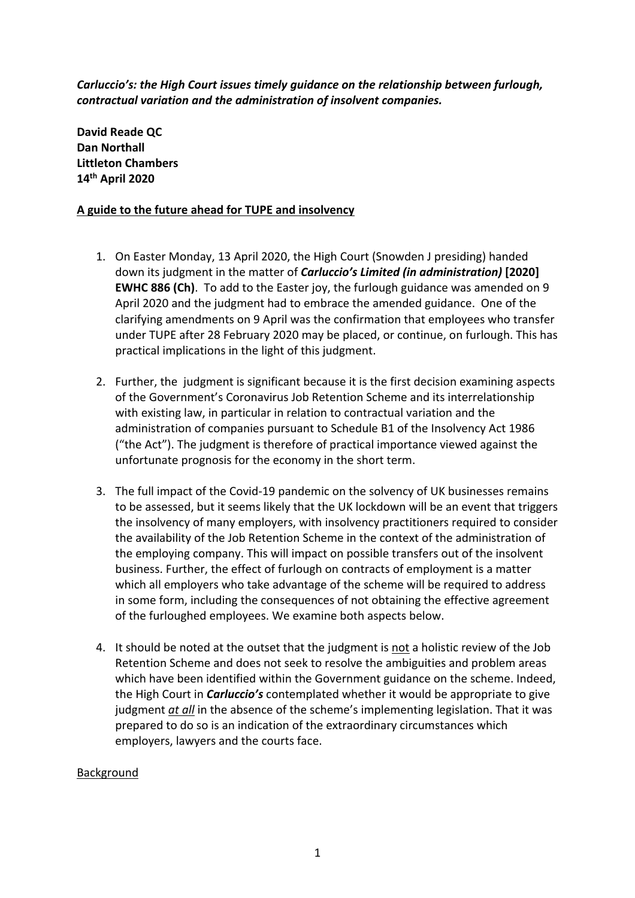***Carluccio's: the High Court issues timely guidance on the relationship between furlough, contractual variation and the administration of insolvent companies.***

**David Reade QC**
**Dan Northall**
**Littleton Chambers**
**14th April 2020**

**A guide to the future ahead for TUPE and insolvency**

1. On Easter Monday, 13 April 2020, the High Court (Snowden J presiding) handed down its judgment in the matter of ***Carluccio's Limited (in administration)* [2020] EWHC 886 (Ch)**. To add to the Easter joy, the furlough guidance was amended on 9 April 2020 and the judgment had to embrace the amended guidance. One of the clarifying amendments on 9 April was the confirmation that employees who transfer under TUPE after 28 February 2020 may be placed, or continue, on furlough. This has practical implications in the light of this judgment.

2. Further, the judgment is significant because it is the first decision examining aspects of the Government's Coronavirus Job Retention Scheme and its interrelationship with existing law, in particular in relation to contractual variation and the administration of companies pursuant to Schedule B1 of the Insolvency Act 1986 ("the Act"). The judgment is therefore of practical importance viewed against the unfortunate prognosis for the economy in the short term.

3. The full impact of the Covid-19 pandemic on the solvency of UK businesses remains to be assessed, but it seems likely that the UK lockdown will be an event that triggers the insolvency of many employers, with insolvency practitioners required to consider the availability of the Job Retention Scheme in the context of the administration of the employing company. This will impact on possible transfers out of the insolvent business. Further, the effect of furlough on contracts of employment is a matter which all employers who take advantage of the scheme will be required to address in some form, including the consequences of not obtaining the effective agreement of the furloughed employees. We examine both aspects below.

4. It should be noted at the outset that the judgment is not a holistic review of the Job Retention Scheme and does not seek to resolve the ambiguities and problem areas which have been identified within the Government guidance on the scheme. Indeed, the High Court in ***Carluccio's*** contemplated whether it would be appropriate to give judgment ***at all*** in the absence of the scheme's implementing legislation. That it was prepared to do so is an indication of the extraordinary circumstances which employers, lawyers and the courts face.

Background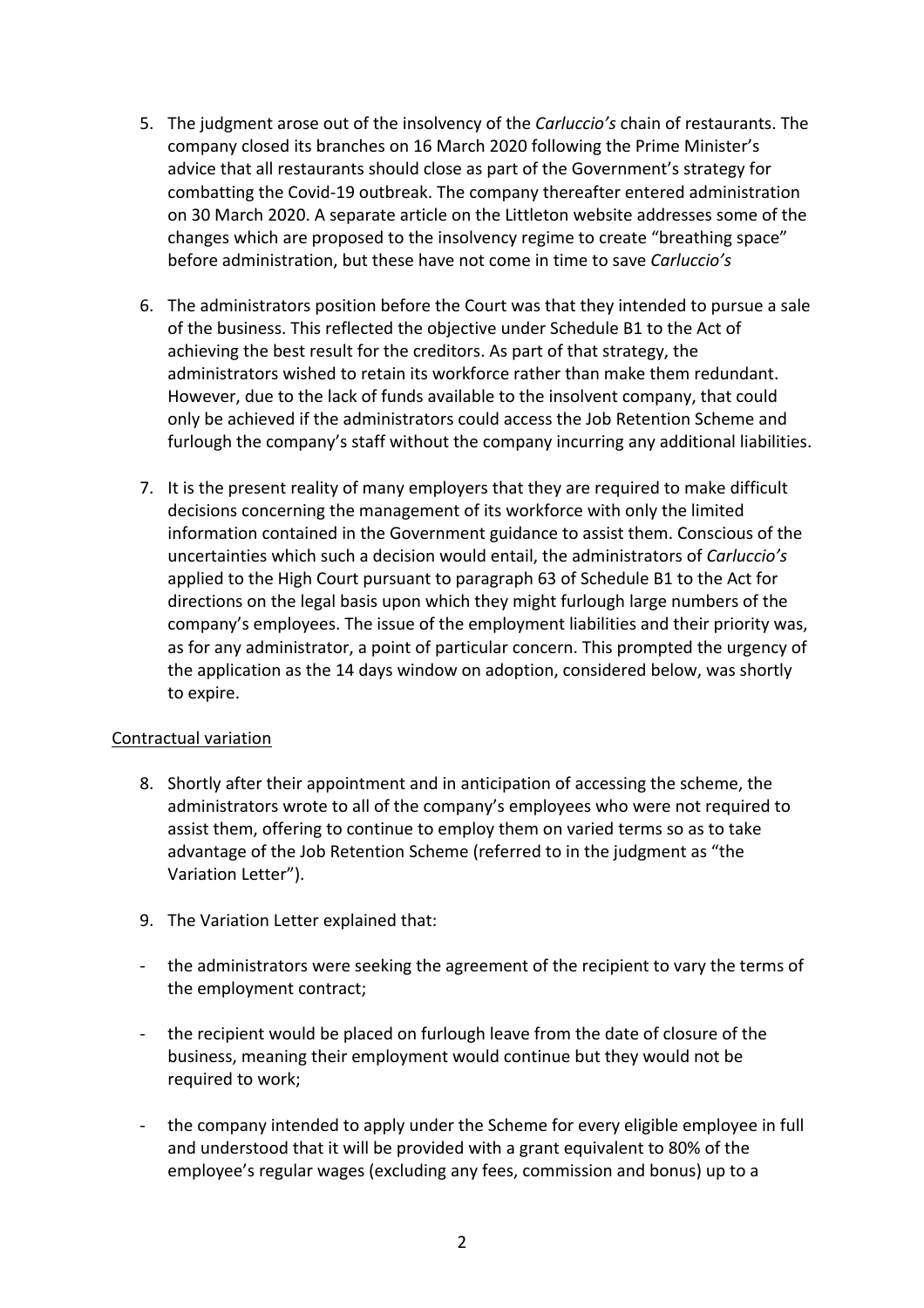5. The judgment arose out of the insolvency of the *Carluccio's* chain of restaurants. The company closed its branches on 16 March 2020 following the Prime Minister's advice that all restaurants should close as part of the Government's strategy for combatting the Covid-19 outbreak. The company thereafter entered administration on 30 March 2020. A separate article on the Littleton website addresses some of the changes which are proposed to the insolvency regime to create "breathing space" before administration, but these have not come in time to save *Carluccio's*

6. The administrators position before the Court was that they intended to pursue a sale of the business. This reflected the objective under Schedule B1 to the Act of achieving the best result for the creditors. As part of that strategy, the administrators wished to retain its workforce rather than make them redundant. However, due to the lack of funds available to the insolvent company, that could only be achieved if the administrators could access the Job Retention Scheme and furlough the company's staff without the company incurring any additional liabilities.

7. It is the present reality of many employers that they are required to make difficult decisions concerning the management of its workforce with only the limited information contained in the Government guidance to assist them. Conscious of the uncertainties which such a decision would entail, the administrators of *Carluccio's* applied to the High Court pursuant to paragraph 63 of Schedule B1 to the Act for directions on the legal basis upon which they might furlough large numbers of the company's employees. The issue of the employment liabilities and their priority was, as for any administrator, a point of particular concern. This prompted the urgency of the application as the 14 days window on adoption, considered below, was shortly to expire.

<u>Contractual variation</u>

8. Shortly after their appointment and in anticipation of accessing the scheme, the administrators wrote to all of the company's employees who were not required to assist them, offering to continue to employ them on varied terms so as to take advantage of the Job Retention Scheme (referred to in the judgment as "the Variation Letter").

9. The Variation Letter explained that:

- the administrators were seeking the agreement of the recipient to vary the terms of the employment contract;

- the recipient would be placed on furlough leave from the date of closure of the business, meaning their employment would continue but they would not be required to work;

- the company intended to apply under the Scheme for every eligible employee in full and understood that it will be provided with a grant equivalent to 80% of the employee's regular wages (excluding any fees, commission and bonus) up to a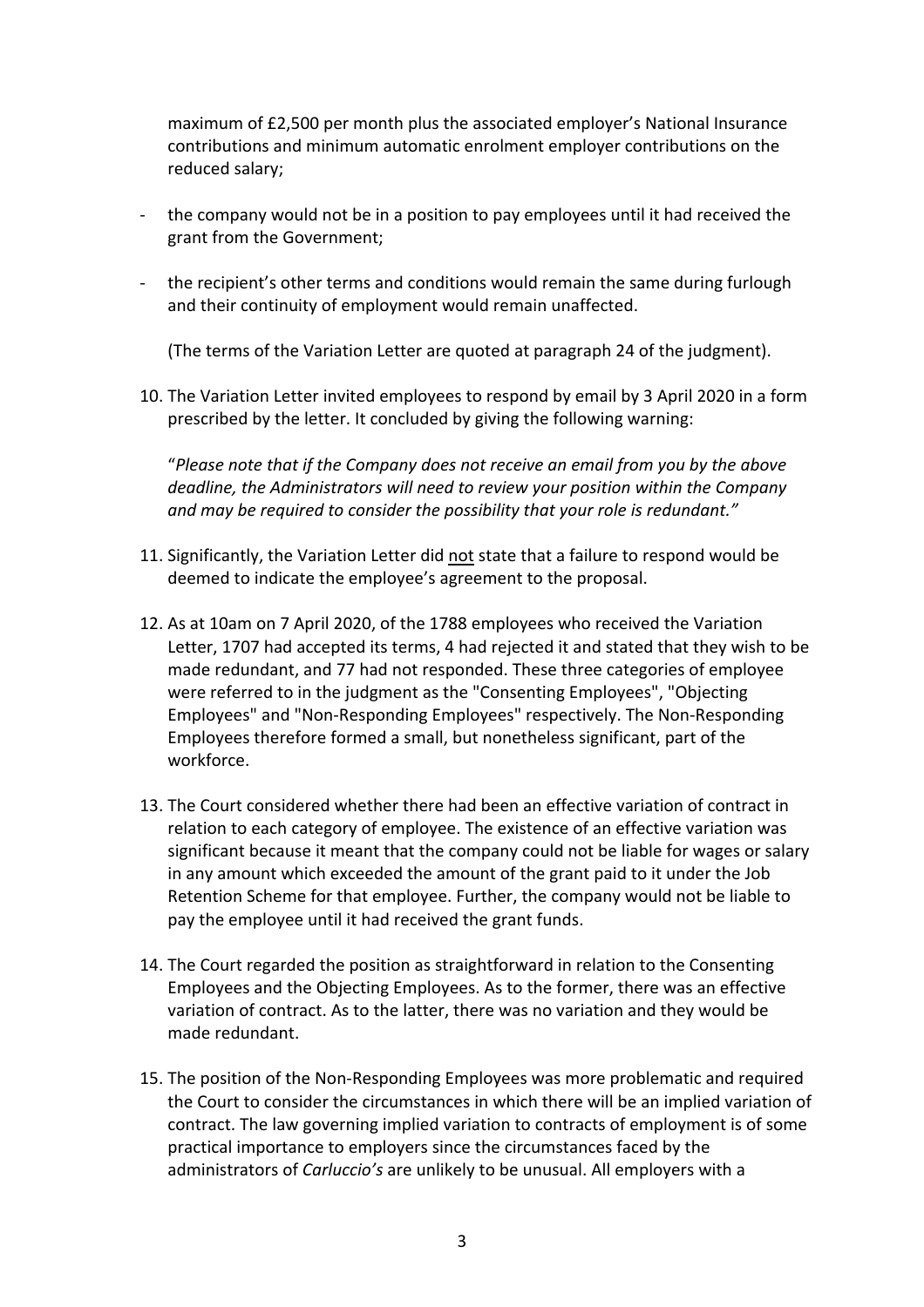maximum of £2,500 per month plus the associated employer's National Insurance contributions and minimum automatic enrolment employer contributions on the reduced salary;

- the company would not be in a position to pay employees until it had received the grant from the Government;

- the recipient's other terms and conditions would remain the same during furlough and their continuity of employment would remain unaffected.

  (The terms of the Variation Letter are quoted at paragraph 24 of the judgment).

10. The Variation Letter invited employees to respond by email by 3 April 2020 in a form prescribed by the letter. It concluded by giving the following warning:

    "*Please note that if the Company does not receive an email from you by the above deadline, the Administrators will need to review your position within the Company and may be required to consider the possibility that your role is redundant.*"

11. Significantly, the Variation Letter did <u>not</u> state that a failure to respond would be deemed to indicate the employee's agreement to the proposal.

12. As at 10am on 7 April 2020, of the 1788 employees who received the Variation Letter, 1707 had accepted its terms, 4 had rejected it and stated that they wish to be made redundant, and 77 had not responded. These three categories of employee were referred to in the judgment as the "Consenting Employees", "Objecting Employees" and "Non-Responding Employees" respectively. The Non-Responding Employees therefore formed a small, but nonetheless significant, part of the workforce.

13. The Court considered whether there had been an effective variation of contract in relation to each category of employee. The existence of an effective variation was significant because it meant that the company could not be liable for wages or salary in any amount which exceeded the amount of the grant paid to it under the Job Retention Scheme for that employee. Further, the company would not be liable to pay the employee until it had received the grant funds.

14. The Court regarded the position as straightforward in relation to the Consenting Employees and the Objecting Employees. As to the former, there was an effective variation of contract. As to the latter, there was no variation and they would be made redundant.

15. The position of the Non-Responding Employees was more problematic and required the Court to consider the circumstances in which there will be an implied variation of contract. The law governing implied variation to contracts of employment is of some practical importance to employers since the circumstances faced by the administrators of *Carluccio's* are unlikely to be unusual. All employers with a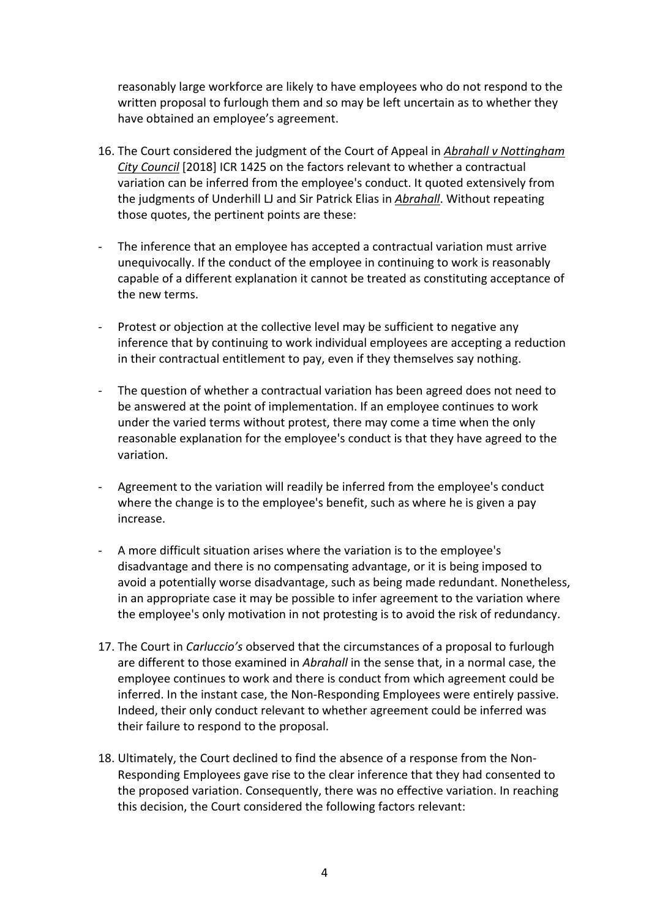reasonably large workforce are likely to have employees who do not respond to the written proposal to furlough them and so may be left uncertain as to whether they have obtained an employee's agreement.

16. The Court considered the judgment of the Court of Appeal in ***Abrahall v Nottingham City Council*** [2018] ICR 1425 on the factors relevant to whether a contractual variation can be inferred from the employee's conduct. It quoted extensively from the judgments of Underhill LJ and Sir Patrick Elias in ***Abrahall***. Without repeating those quotes, the pertinent points are these:

- The inference that an employee has accepted a contractual variation must arrive unequivocally. If the conduct of the employee in continuing to work is reasonably capable of a different explanation it cannot be treated as constituting acceptance of the new terms.

- Protest or objection at the collective level may be sufficient to negative any inference that by continuing to work individual employees are accepting a reduction in their contractual entitlement to pay, even if they themselves say nothing.

- The question of whether a contractual variation has been agreed does not need to be answered at the point of implementation. If an employee continues to work under the varied terms without protest, there may come a time when the only reasonable explanation for the employee's conduct is that they have agreed to the variation.

- Agreement to the variation will readily be inferred from the employee's conduct where the change is to the employee's benefit, such as where he is given a pay increase.

- A more difficult situation arises where the variation is to the employee's disadvantage and there is no compensating advantage, or it is being imposed to avoid a potentially worse disadvantage, such as being made redundant. Nonetheless, in an appropriate case it may be possible to infer agreement to the variation where the employee's only motivation in not protesting is to avoid the risk of redundancy.

17. The Court in *Carluccio's* observed that the circumstances of a proposal to furlough are different to those examined in *Abrahall* in the sense that, in a normal case, the employee continues to work and there is conduct from which agreement could be inferred. In the instant case, the Non-Responding Employees were entirely passive. Indeed, their only conduct relevant to whether agreement could be inferred was their failure to respond to the proposal.

18. Ultimately, the Court declined to find the absence of a response from the Non-Responding Employees gave rise to the clear inference that they had consented to the proposed variation. Consequently, there was no effective variation. In reaching this decision, the Court considered the following factors relevant: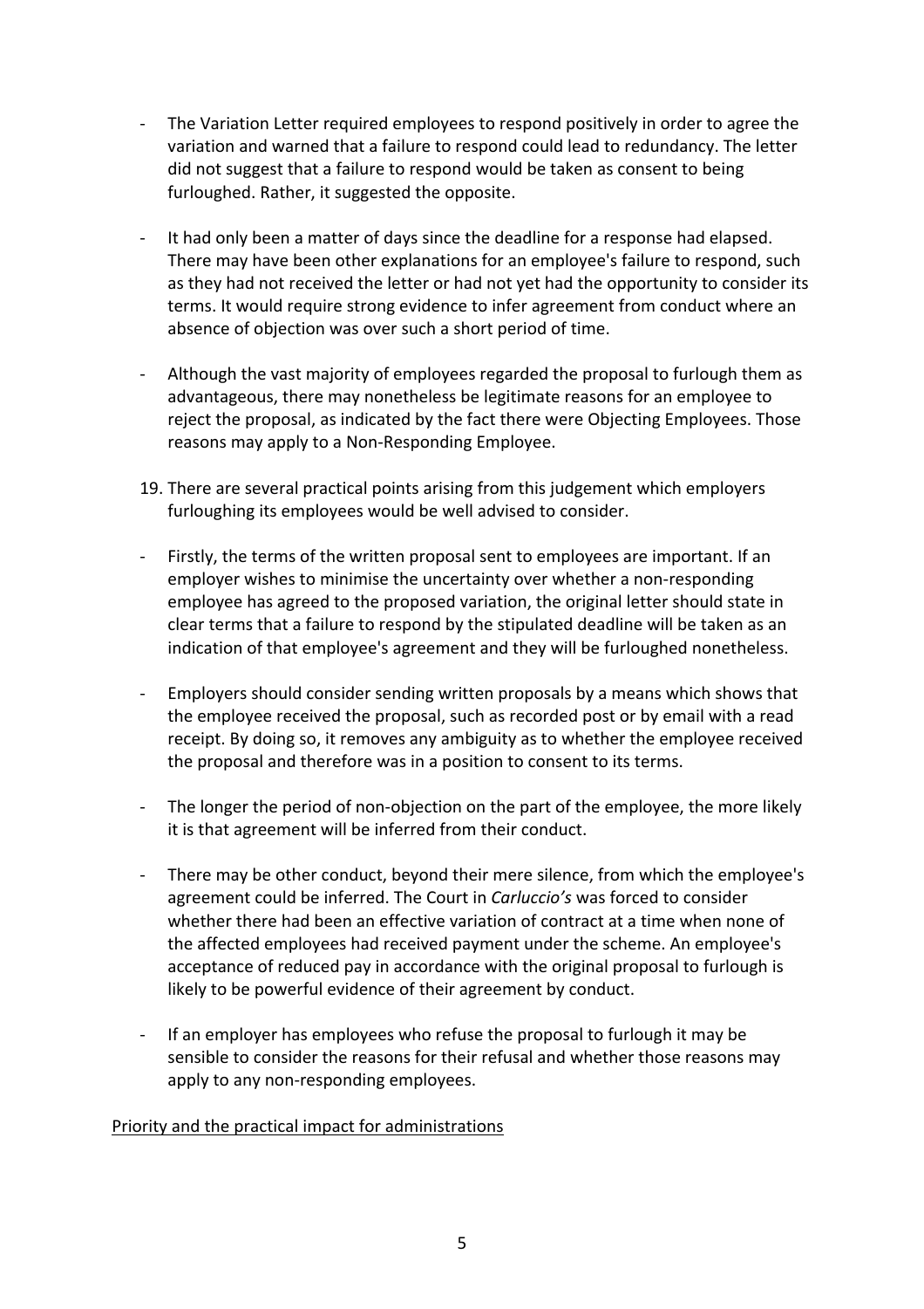- The Variation Letter required employees to respond positively in order to agree the variation and warned that a failure to respond could lead to redundancy. The letter did not suggest that a failure to respond would be taken as consent to being furloughed. Rather, it suggested the opposite.

- It had only been a matter of days since the deadline for a response had elapsed. There may have been other explanations for an employee's failure to respond, such as they had not received the letter or had not yet had the opportunity to consider its terms. It would require strong evidence to infer agreement from conduct where an absence of objection was over such a short period of time.

- Although the vast majority of employees regarded the proposal to furlough them as advantageous, there may nonetheless be legitimate reasons for an employee to reject the proposal, as indicated by the fact there were Objecting Employees. Those reasons may apply to a Non-Responding Employee.

19. There are several practical points arising from this judgement which employers furloughing its employees would be well advised to consider.

- Firstly, the terms of the written proposal sent to employees are important. If an employer wishes to minimise the uncertainty over whether a non-responding employee has agreed to the proposed variation, the original letter should state in clear terms that a failure to respond by the stipulated deadline will be taken as an indication of that employee's agreement and they will be furloughed nonetheless.

- Employers should consider sending written proposals by a means which shows that the employee received the proposal, such as recorded post or by email with a read receipt. By doing so, it removes any ambiguity as to whether the employee received the proposal and therefore was in a position to consent to its terms.

- The longer the period of non-objection on the part of the employee, the more likely it is that agreement will be inferred from their conduct.

- There may be other conduct, beyond their mere silence, from which the employee's agreement could be inferred. The Court in *Carluccio's* was forced to consider whether there had been an effective variation of contract at a time when none of the affected employees had received payment under the scheme. An employee's acceptance of reduced pay in accordance with the original proposal to furlough is likely to be powerful evidence of their agreement by conduct.

- If an employer has employees who refuse the proposal to furlough it may be sensible to consider the reasons for their refusal and whether those reasons may apply to any non-responding employees.

<u>Priority and the practical impact for administrations</u>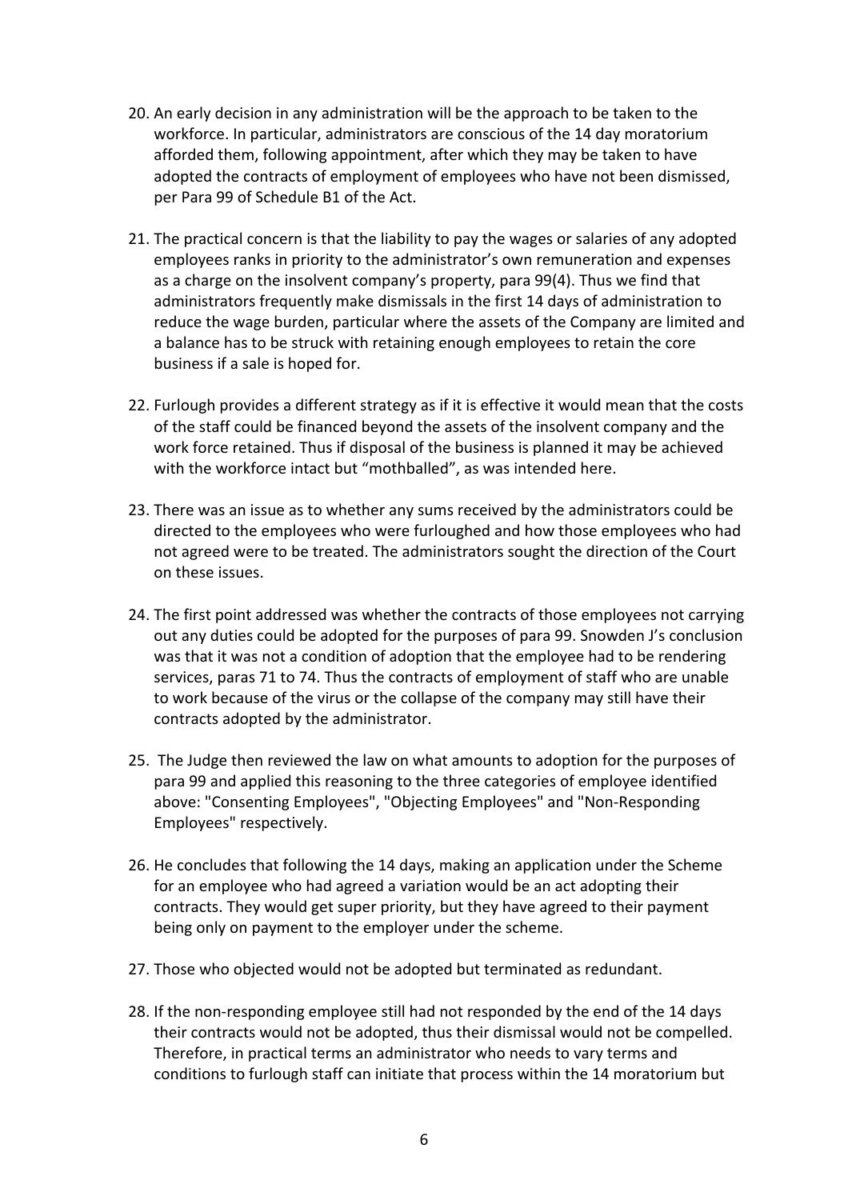20. An early decision in any administration will be the approach to be taken to the workforce. In particular, administrators are conscious of the 14 day moratorium afforded them, following appointment, after which they may be taken to have adopted the contracts of employment of employees who have not been dismissed, per Para 99 of Schedule B1 of the Act.

21. The practical concern is that the liability to pay the wages or salaries of any adopted employees ranks in priority to the administrator's own remuneration and expenses as a charge on the insolvent company's property, para 99(4). Thus we find that administrators frequently make dismissals in the first 14 days of administration to reduce the wage burden, particular where the assets of the Company are limited and a balance has to be struck with retaining enough employees to retain the core business if a sale is hoped for.

22. Furlough provides a different strategy as if it is effective it would mean that the costs of the staff could be financed beyond the assets of the insolvent company and the work force retained. Thus if disposal of the business is planned it may be achieved with the workforce intact but "mothballed", as was intended here.

23. There was an issue as to whether any sums received by the administrators could be directed to the employees who were furloughed and how those employees who had not agreed were to be treated. The administrators sought the direction of the Court on these issues.

24. The first point addressed was whether the contracts of those employees not carrying out any duties could be adopted for the purposes of para 99. Snowden J's conclusion was that it was not a condition of adoption that the employee had to be rendering services, paras 71 to 74. Thus the contracts of employment of staff who are unable to work because of the virus or the collapse of the company may still have their contracts adopted by the administrator.

25. The Judge then reviewed the law on what amounts to adoption for the purposes of para 99 and applied this reasoning to the three categories of employee identified above: "Consenting Employees", "Objecting Employees" and "Non-Responding Employees" respectively.

26. He concludes that following the 14 days, making an application under the Scheme for an employee who had agreed a variation would be an act adopting their contracts. They would get super priority, but they have agreed to their payment being only on payment to the employer under the scheme.

27. Those who objected would not be adopted but terminated as redundant.

28. If the non-responding employee still had not responded by the end of the 14 days their contracts would not be adopted, thus their dismissal would not be compelled. Therefore, in practical terms an administrator who needs to vary terms and conditions to furlough staff can initiate that process within the 14 moratorium but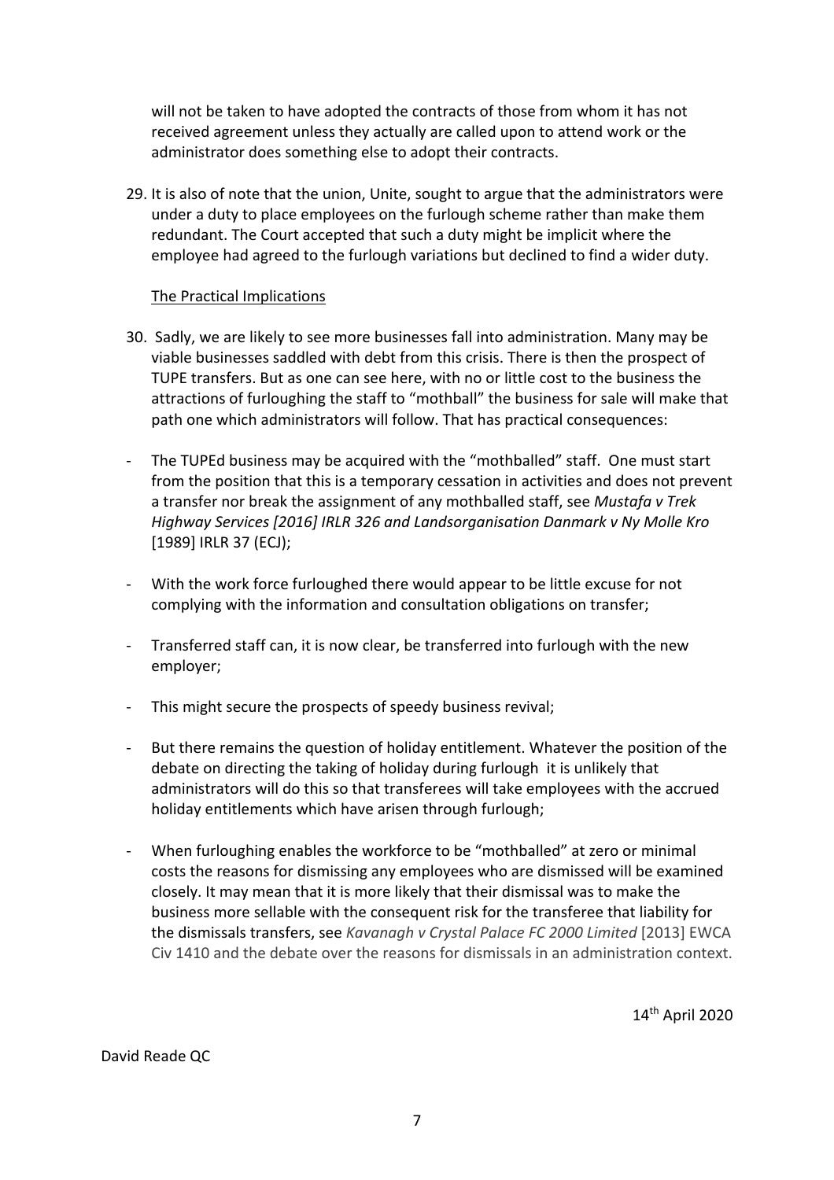will not be taken to have adopted the contracts of those from whom it has not received agreement unless they actually are called upon to attend work or the administrator does something else to adopt their contracts.

29. It is also of note that the union, Unite, sought to argue that the administrators were under a duty to place employees on the furlough scheme rather than make them redundant. The Court accepted that such a duty might be implicit where the employee had agreed to the furlough variations but declined to find a wider duty.

<u>The Practical Implications</u>

30. Sadly, we are likely to see more businesses fall into administration. Many may be viable businesses saddled with debt from this crisis. There is then the prospect of TUPE transfers. But as one can see here, with no or little cost to the business the attractions of furloughing the staff to "mothball" the business for sale will make that path one which administrators will follow. That has practical consequences:

- The TUPEd business may be acquired with the "mothballed" staff. One must start from the position that this is a temporary cessation in activities and does not prevent a transfer nor break the assignment of any mothballed staff, see *Mustafa v Trek Highway Services [2016] IRLR 326 and Landsorganisation Danmark v Ny Molle Kro* [1989] IRLR 37 (ECJ);

- With the work force furloughed there would appear to be little excuse for not complying with the information and consultation obligations on transfer;

- Transferred staff can, it is now clear, be transferred into furlough with the new employer;

- This might secure the prospects of speedy business revival;

- But there remains the question of holiday entitlement. Whatever the position of the debate on directing the taking of holiday during furlough it is unlikely that administrators will do this so that transferees will take employees with the accrued holiday entitlements which have arisen through furlough;

- When furloughing enables the workforce to be "mothballed" at zero or minimal costs the reasons for dismissing any employees who are dismissed will be examined closely. It may mean that it is more likely that their dismissal was to make the business more sellable with the consequent risk for the transferee that liability for the dismissals transfers, see *Kavanagh v Crystal Palace FC 2000 Limited* [2013] EWCA Civ 1410 and the debate over the reasons for dismissals in an administration context.

14th April 2020

David Reade QC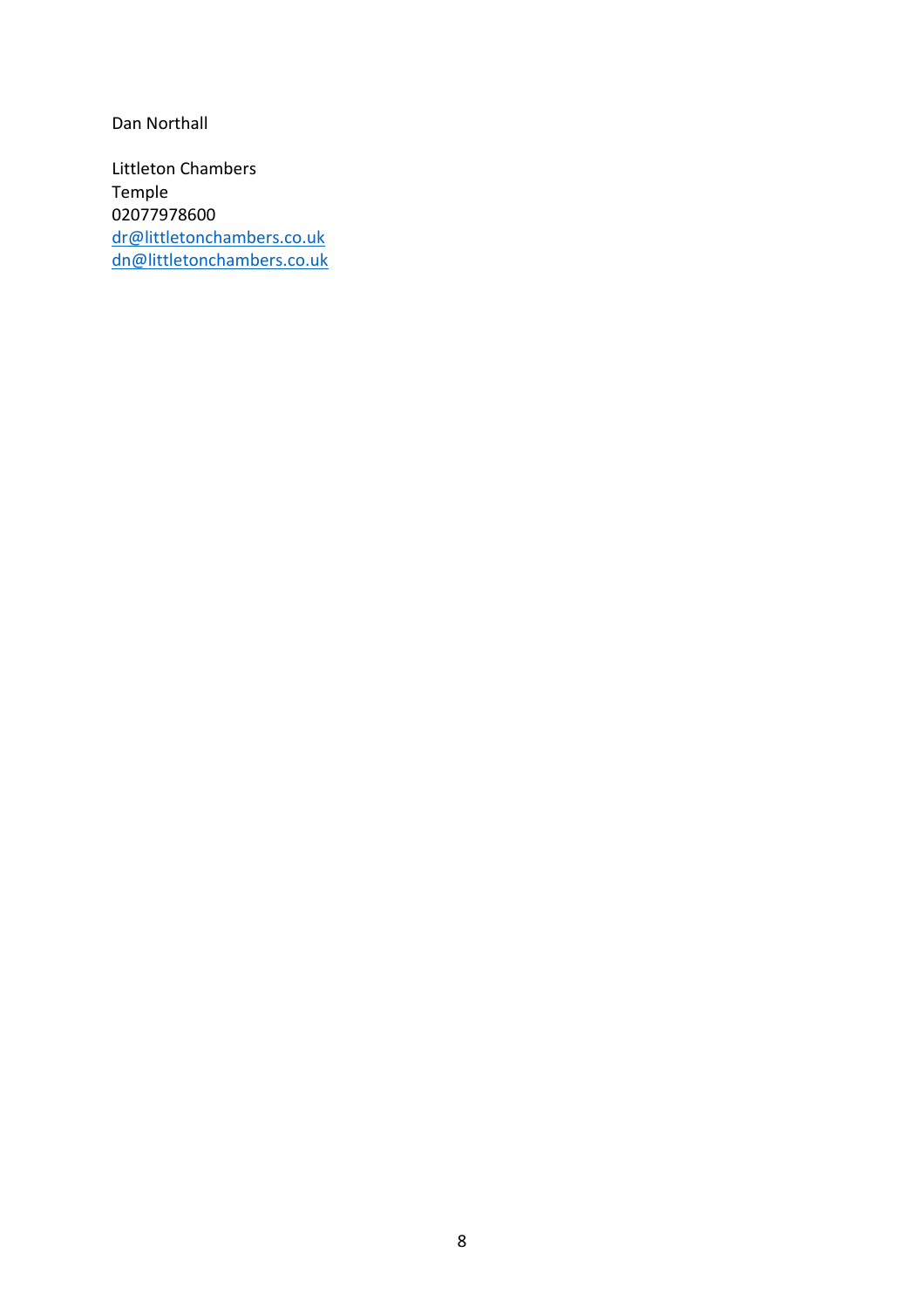Dan Northall

Littleton Chambers  
Temple  
02077978600  
dr@littletonchambers.co.uk  
dn@littletonchambers.co.uk